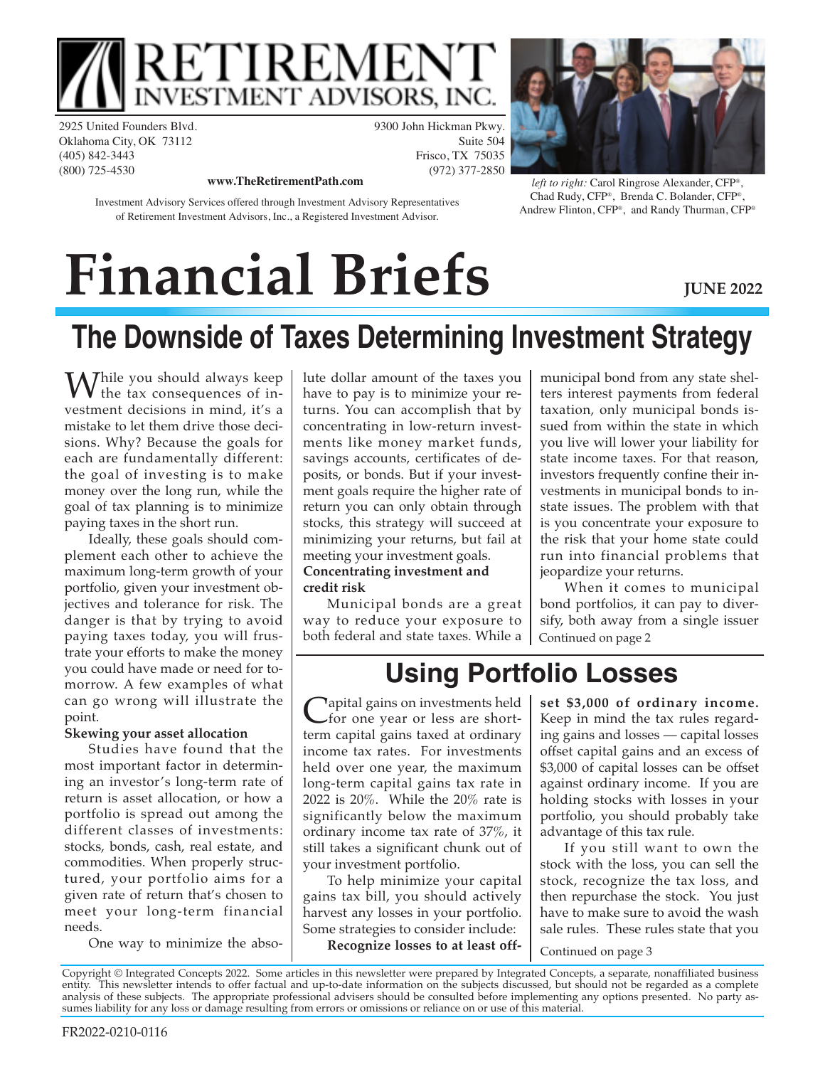# RETIREMENT INVESTMENT ADVISORS, INC.

2925 United Founders Blvd.
Oklahoma City, OK 73112
(405) 842-3443
(800) 725-4530

9300 John Hickman Pkwy.
Suite 504
Frisco, TX 75035
(972) 377-2850

**www.TheRetirementPath.com**

Investment Advisory Services offered through Investment Advisory Representatives of Retirement Investment Advisors, Inc., a Registered Investment Advisor.

*left to right:* Carol Ringrose Alexander, CFP®, Chad Rudy, CFP®, Brenda C. Bolander, CFP®, Andrew Flinton, CFP®, and Randy Thurman, CFP®

# Financial Briefs

**JUNE 2022**

## The Downside of Taxes Determining Investment Strategy

While you should always keep the tax consequences of investment decisions in mind, it's a mistake to let them drive those decisions. Why? Because the goals for each are fundamentally different: the goal of investing is to make money over the long run, while the goal of tax planning is to minimize paying taxes in the short run.

Ideally, these goals should complement each other to achieve the maximum long-term growth of your portfolio, given your investment objectives and tolerance for risk. The danger is that by trying to avoid paying taxes today, you will frustrate your efforts to make the money you could have made or need for tomorrow. A few examples of what can go wrong will illustrate the point.

**Skewing your asset allocation**

Studies have found that the most important factor in determining an investor's long-term rate of return is asset allocation, or how a portfolio is spread out among the different classes of investments: stocks, bonds, cash, real estate, and commodities. When properly structured, your portfolio aims for a given rate of return that's chosen to meet your long-term financial needs.

One way to minimize the absolute dollar amount of the taxes you have to pay is to minimize your returns. You can accomplish that by concentrating in low-return investments like money market funds, savings accounts, certificates of deposits, or bonds. But if your investment goals require the higher rate of return you can only obtain through stocks, this strategy will succeed at minimizing your returns, but fail at meeting your investment goals.

**Concentrating investment and credit risk**

Municipal bonds are a great way to reduce your exposure to both federal and state taxes. While a municipal bond from any state shelters interest payments from federal taxation, only municipal bonds issued from within the state in which you live will lower your liability for state income taxes. For that reason, investors frequently confine their investments in municipal bonds to in-state issues. The problem with that is you concentrate your exposure to the risk that your home state could run into financial problems that jeopardize your returns.

When it comes to municipal bond portfolios, it can pay to diversify, both away from a single issuer

Continued on page 2

## Using Portfolio Losses

Capital gains on investments held for one year or less are short-term capital gains taxed at ordinary income tax rates. For investments held over one year, the maximum long-term capital gains tax rate in 2022 is 20%. While the 20% rate is significantly below the maximum ordinary income tax rate of 37%, it still takes a significant chunk out of your investment portfolio.

To help minimize your capital gains tax bill, you should actively harvest any losses in your portfolio. Some strategies to consider include:

**Recognize losses to at least offset $3,000 of ordinary income.** Keep in mind the tax rules regarding gains and losses — capital losses offset capital gains and an excess of $3,000 of capital losses can be offset against ordinary income. If you are holding stocks with losses in your portfolio, you should probably take advantage of this tax rule.

If you still want to own the stock with the loss, you can sell the stock, recognize the tax loss, and then repurchase the stock. You just have to make sure to avoid the wash sale rules. These rules state that you

Continued on page 3

Copyright © Integrated Concepts 2022. Some articles in this newsletter were prepared by Integrated Concepts, a separate, nonaffiliated business entity. This newsletter intends to offer factual and up-to-date information on the subjects discussed, but should not be regarded as a complete analysis of these subjects. The appropriate professional advisers should be consulted before implementing any options presented. No party assumes liability for any loss or damage resulting from errors or omissions or reliance on or use of this material.

FR2022-0210-0116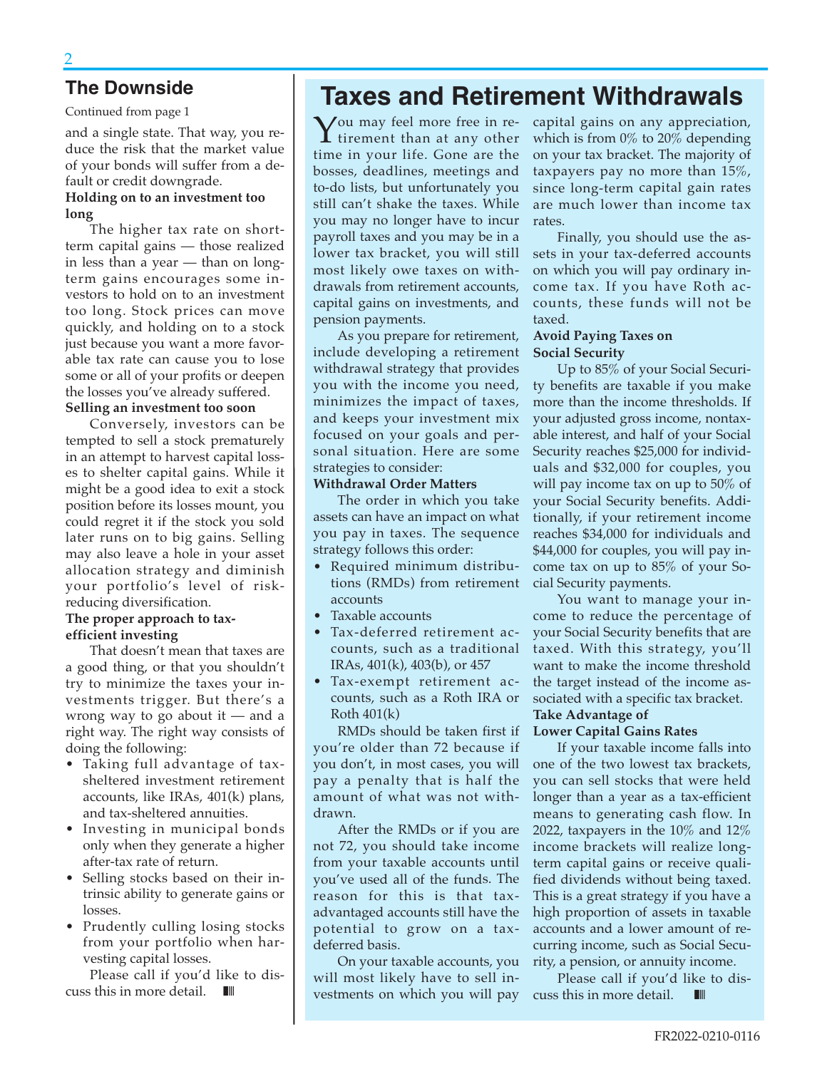## The Downside

Continued from page 1

and a single state. That way, you reduce the risk that the market value of your bonds will suffer from a default or credit downgrade.

**Holding on to an investment too long**

The higher tax rate on short-term capital gains — those realized in less than a year — than on long-term gains encourages some investors to hold on to an investment too long. Stock prices can move quickly, and holding on to a stock just because you want a more favorable tax rate can cause you to lose some or all of your profits or deepen the losses you've already suffered.

**Selling an investment too soon**

Conversely, investors can be tempted to sell a stock prematurely in an attempt to harvest capital losses to shelter capital gains. While it might be a good idea to exit a stock position before its losses mount, you could regret it if the stock you sold later runs on to big gains. Selling may also leave a hole in your asset allocation strategy and diminish your portfolio's level of risk-reducing diversification.

**The proper approach to tax-efficient investing**

That doesn't mean that taxes are a good thing, or that you shouldn't try to minimize the taxes your investments trigger. But there's a wrong way to go about it — and a right way. The right way consists of doing the following:

- Taking full advantage of tax-sheltered investment retirement accounts, like IRAs, 401(k) plans, and tax-sheltered annuities.
- Investing in municipal bonds only when they generate a higher after-tax rate of return.
- Selling stocks based on their intrinsic ability to generate gains or losses.
- Prudently culling losing stocks from your portfolio when harvesting capital losses.

Please call if you'd like to discuss this in more detail.

# Taxes and Retirement Withdrawals

You may feel more free in retirement than at any other time in your life. Gone are the bosses, deadlines, meetings and to-do lists, but unfortunately you still can't shake the taxes. While you may no longer have to incur payroll taxes and you may be in a lower tax bracket, you will still most likely owe taxes on withdrawals from retirement accounts, capital gains on investments, and pension payments.

As you prepare for retirement, include developing a retirement withdrawal strategy that provides you with the income you need, minimizes the impact of taxes, and keeps your investment mix focused on your goals and personal situation. Here are some strategies to consider:

**Withdrawal Order Matters**

The order in which you take assets can have an impact on what you pay in taxes. The sequence strategy follows this order:

- Required minimum distributions (RMDs) from retirement accounts
- Taxable accounts
- Tax-deferred retirement accounts, such as a traditional IRAs, 401(k), 403(b), or 457
- Tax-exempt retirement accounts, such as a Roth IRA or Roth 401(k)

RMDs should be taken first if you're older than 72 because if you don't, in most cases, you will pay a penalty that is half the amount of what was not withdrawn.

After the RMDs or if you are not 72, you should take income from your taxable accounts until you've used all of the funds. The reason for this is that tax-advantaged accounts still have the potential to grow on a tax-deferred basis.

On your taxable accounts, you will most likely have to sell investments on which you will pay capital gains on any appreciation, which is from 0% to 20% depending on your tax bracket. The majority of taxpayers pay no more than 15%, since long-term capital gain rates are much lower than income tax rates.

Finally, you should use the assets in your tax-deferred accounts on which you will pay ordinary income tax. If you have Roth accounts, these funds will not be taxed.

**Avoid Paying Taxes on Social Security**

Up to 85% of your Social Security benefits are taxable if you make more than the income thresholds. If your adjusted gross income, nontaxable interest, and half of your Social Security reaches $25,000 for individuals and $32,000 for couples, you will pay income tax on up to 50% of your Social Security benefits. Additionally, if your retirement income reaches $34,000 for individuals and $44,000 for couples, you will pay income tax on up to 85% of your Social Security payments.

You want to manage your income to reduce the percentage of your Social Security benefits that are taxed. With this strategy, you'll want to make the income threshold the target instead of the income associated with a specific tax bracket.

**Take Advantage of Lower Capital Gains Rates**

If your taxable income falls into one of the two lowest tax brackets, you can sell stocks that were held longer than a year as a tax-efficient means to generating cash flow. In 2022, taxpayers in the 10% and 12% income brackets will realize long-term capital gains or receive qualified dividends without being taxed. This is a great strategy if you have a high proportion of assets in taxable accounts and a lower amount of recurring income, such as Social Security, a pension, or annuity income.

Please call if you'd like to discuss this in more detail.

FR2022-0210-0116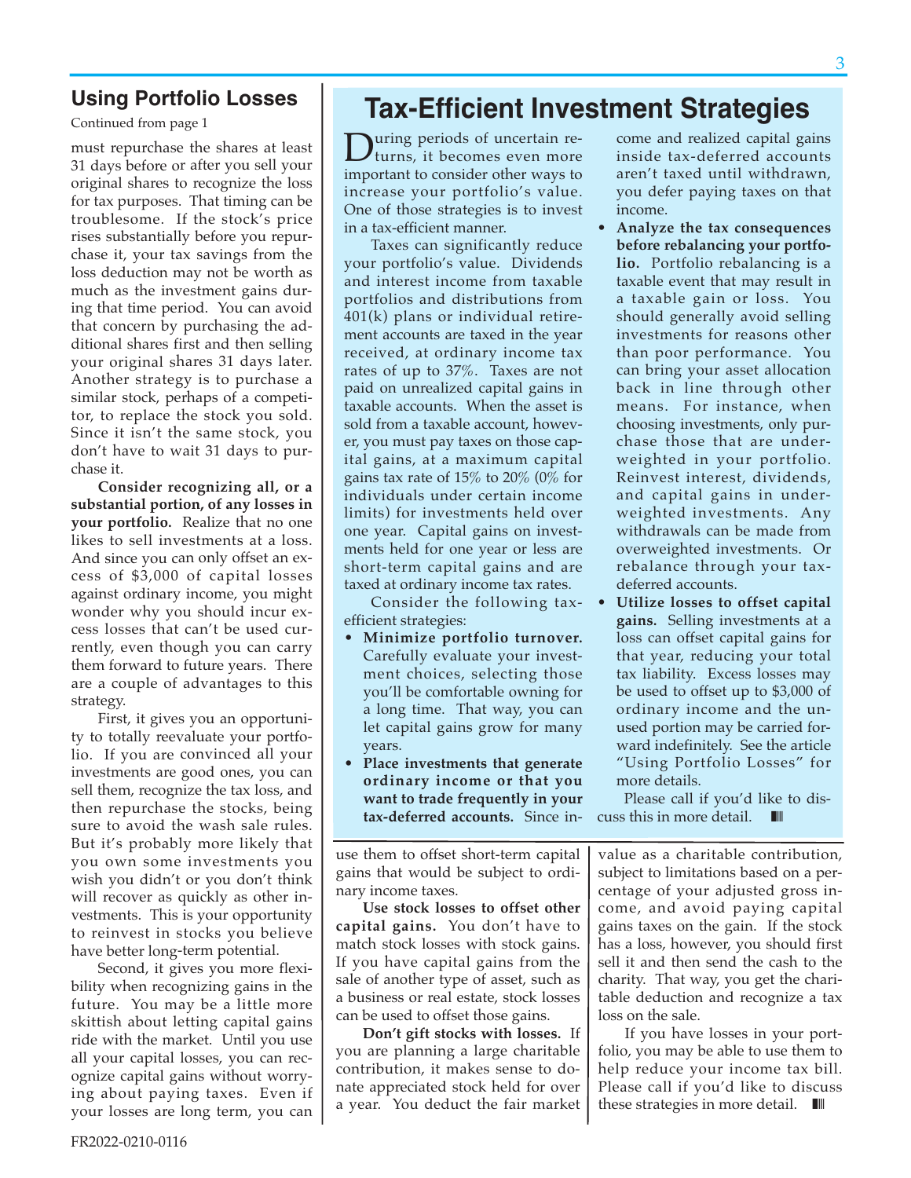## Using Portfolio Losses

Continued from page 1

must repurchase the shares at least 31 days before or after you sell your original shares to recognize the loss for tax purposes. That timing can be troublesome. If the stock's price rises substantially before you repurchase it, your tax savings from the loss deduction may not be worth as much as the investment gains during that time period. You can avoid that concern by purchasing the additional shares first and then selling your original shares 31 days later. Another strategy is to purchase a similar stock, perhaps of a competitor, to replace the stock you sold. Since it isn't the same stock, you don't have to wait 31 days to purchase it.

**Consider recognizing all, or a substantial portion, of any losses in your portfolio.** Realize that no one likes to sell investments at a loss. And since you can only offset an excess of $3,000 of capital losses against ordinary income, you might wonder why you should incur excess losses that can't be used currently, even though you can carry them forward to future years. There are a couple of advantages to this strategy.

First, it gives you an opportunity to totally reevaluate your portfolio. If you are convinced all your investments are good ones, you can sell them, recognize the tax loss, and then repurchase the stocks, being sure to avoid the wash sale rules. But it's probably more likely that you own some investments you wish you didn't or you don't think will recover as quickly as other investments. This is your opportunity to reinvest in stocks you believe have better long-term potential.

Second, it gives you more flexibility when recognizing gains in the future. You may be a little more skittish about letting capital gains ride with the market. Until you use all your capital losses, you can recognize capital gains without worrying about paying taxes. Even if your losses are long term, you can use them to offset short-term capital gains that would be subject to ordinary income taxes.

**Use stock losses to offset other capital gains.** You don't have to match stock losses with stock gains. If you have capital gains from the sale of another type of asset, such as a business or real estate, stock losses can be used to offset those gains.

**Don't gift stocks with losses.** If you are planning a large charitable contribution, it makes sense to donate appreciated stock held for over a year. You deduct the fair market value as a charitable contribution, subject to limitations based on a percentage of your adjusted gross income, and avoid paying capital gains taxes on the gain. If the stock has a loss, however, you should first sell it and then send the cash to the charity. That way, you get the charitable deduction and recognize a tax loss on the sale.

If you have losses in your portfolio, you may be able to use them to help reduce your income tax bill. Please call if you'd like to discuss these strategies in more detail.

# Tax-Efficient Investment Strategies

During periods of uncertain returns, it becomes even more important to consider other ways to increase your portfolio's value. One of those strategies is to invest in a tax-efficient manner.

Taxes can significantly reduce your portfolio's value. Dividends and interest income from taxable portfolios and distributions from 401(k) plans or individual retirement accounts are taxed in the year received, at ordinary income tax rates of up to 37%. Taxes are not paid on unrealized capital gains in taxable accounts. When the asset is sold from a taxable account, however, you must pay taxes on those capital gains, at a maximum capital gains tax rate of 15% to 20% (0% for individuals under certain income limits) for investments held over one year. Capital gains on investments held for one year or less are short-term capital gains and are taxed at ordinary income tax rates.

Consider the following tax-efficient strategies:

- **Minimize portfolio turnover.** Carefully evaluate your investment choices, selecting those you'll be comfortable owning for a long time. That way, you can let capital gains grow for many years.
- **Place investments that generate ordinary income or that you want to trade frequently in your tax-deferred accounts.** Since income and realized capital gains inside tax-deferred accounts aren't taxed until withdrawn, you defer paying taxes on that income.
- **Analyze the tax consequences before rebalancing your portfolio.** Portfolio rebalancing is a taxable event that may result in a taxable gain or loss. You should generally avoid selling investments for reasons other than poor performance. You can bring your asset allocation back in line through other means. For instance, when choosing investments, only purchase those that are underweighted in your portfolio. Reinvest interest, dividends, and capital gains in underweighted investments. Any withdrawals can be made from overweighted investments. Or rebalance through your tax-deferred accounts.
- **Utilize losses to offset capital gains.** Selling investments at a loss can offset capital gains for that year, reducing your total tax liability. Excess losses may be used to offset up to $3,000 of ordinary income and the unused portion may be carried forward indefinitely. See the article "Using Portfolio Losses" for more details.

Please call if you'd like to discuss this in more detail.

FR2022-0210-0116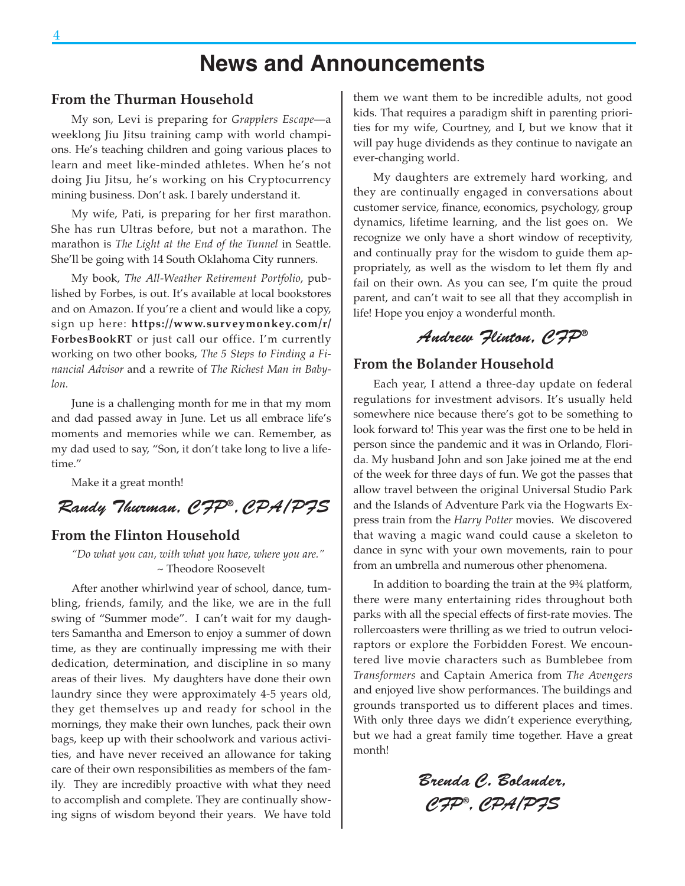# News and Announcements

## From the Thurman Household

My son, Levi is preparing for *Grapplers Escape*—a weeklong Jiu Jitsu training camp with world champions. He's teaching children and going various places to learn and meet like-minded athletes. When he's not doing Jiu Jitsu, he's working on his Cryptocurrency mining business. Don't ask. I barely understand it.

My wife, Pati, is preparing for her first marathon. She has run Ultras before, but not a marathon. The marathon is *The Light at the End of the Tunnel* in Seattle. She'll be going with 14 South Oklahoma City runners.

My book, *The All-Weather Retirement Portfolio*, published by Forbes, is out. It's available at local bookstores and on Amazon. If you're a client and would like a copy, sign up here: **https://www.surveymonkey.com/r/ForbesBookRT** or just call our office. I'm currently working on two other books, *The 5 Steps to Finding a Financial Advisor* and a rewrite of *The Richest Man in Babylon*.

June is a challenging month for me in that my mom and dad passed away in June. Let us all embrace life's moments and memories while we can. Remember, as my dad used to say, "Son, it don't take long to live a lifetime."

Make it a great month!

*Randy Thurman, CFP®, CPA/PFS*

## From the Flinton Household

*"Do what you can, with what you have, where you are."*
~ Theodore Roosevelt

After another whirlwind year of school, dance, tumbling, friends, family, and the like, we are in the full swing of "Summer mode". I can't wait for my daughters Samantha and Emerson to enjoy a summer of down time, as they are continually impressing me with their dedication, determination, and discipline in so many areas of their lives. My daughters have done their own laundry since they were approximately 4-5 years old, they get themselves up and ready for school in the mornings, they make their own lunches, pack their own bags, keep up with their schoolwork and various activities, and have never received an allowance for taking care of their own responsibilities as members of the family. They are incredibly proactive with what they need to accomplish and complete. They are continually showing signs of wisdom beyond their years. We have told them we want them to be incredible adults, not good kids. That requires a paradigm shift in parenting priorities for my wife, Courtney, and I, but we know that it will pay huge dividends as they continue to navigate an ever-changing world.

My daughters are extremely hard working, and they are continually engaged in conversations about customer service, finance, economics, psychology, group dynamics, lifetime learning, and the list goes on. We recognize we only have a short window of receptivity, and continually pray for the wisdom to guide them appropriately, as well as the wisdom to let them fly and fail on their own. As you can see, I'm quite the proud parent, and can't wait to see all that they accomplish in life! Hope you enjoy a wonderful month.

*Andrew Flinton, CFP®*

## From the Bolander Household

Each year, I attend a three-day update on federal regulations for investment advisors. It's usually held somewhere nice because there's got to be something to look forward to! This year was the first one to be held in person since the pandemic and it was in Orlando, Florida. My husband John and son Jake joined me at the end of the week for three days of fun. We got the passes that allow travel between the original Universal Studio Park and the Islands of Adventure Park via the Hogwarts Express train from the *Harry Potter* movies. We discovered that waving a magic wand could cause a skeleton to dance in sync with your own movements, rain to pour from an umbrella and numerous other phenomena.

In addition to boarding the train at the 9¾ platform, there were many entertaining rides throughout both parks with all the special effects of first-rate movies. The rollercoasters were thrilling as we tried to outrun velociraptors or explore the Forbidden Forest. We encountered live movie characters such as Bumblebee from *Transformers* and Captain America from *The Avengers* and enjoyed live show performances. The buildings and grounds transported us to different places and times. With only three days we didn't experience everything, but we had a great family time together. Have a great month!

*Brenda C. Bolander, CFP®, CPA/PFS*